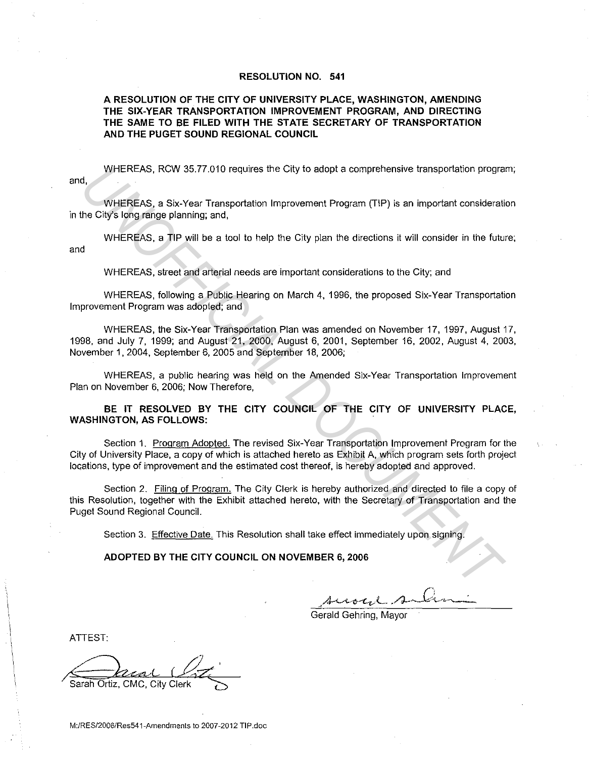# RESOLUTION NO. 541

## A RESOLUTION OF THE CITY OF UNIVERSITY PLACE, WASHINGTON, AMENDING THE SIX-YEAR TRANSPORTATION IMPROVEMENT PROGRAM, AND DIRECTING THE SAME TO BE FILED WITH THE STATE SECRETARY OF TRANSPORTATION AND THE PUGET SOUND REGIONAL COUNCIL

WHEREAS, RCW 35.77.010 requires the City to adopt a comprehensive transportation program; and,

WHEREAS, a Six-Year Transportation Improvement Program (TIP) is an important consideration in the City's long range planning; and,

WHEREAS, a TIP will be a tool to help the City plan the directions it will consider in the future; and

WHEREAS, street and arterial needs are important considerations to the City; and

WHEREAS, following a Public Hearing on March 4, 1996, the proposed Six-Year Transportation Improvement Program was adopted; and

WHEREAS, the Six-Year Transportation Plan was amended on November 17, 1997, August 17, 1998, and July 7, 1999; and August 21, 2000, August 6, 2001, September 16, 2002, August 4, 2003, November 1, 2004, September 6, 2005 and September 18, 2006;

WHEREAS, a public hearing was held on the Amended Six-Year Transportation Improvement Plan on November 6, 2006; Now Therefore,

**BE IT RESOLVED BY THE CITY COUNCIL OF THE CITY OF UNIVERSITY PLACE, WASHINGTON, AS FOLLOWS:**

Section 1. Program Adopted. The revised Six-Year Transportation Improvement Program for the City of University Place, a copy of which is attached hereto as Exhibit A, which program sets forth project locations, type of improvement and the estimated cost thereof, is hereby adopted and approved.

Section 2. Filing of Program. The City Clerk is hereby authorized and directed to file a copy of this Resolution, together with the Exhibit attached hereto, with the Secretary of Transportation and the Puget Sound Regional Council.

Section 3. Effective Date. This Resolution shall take effect immediately upon signing.

**ADOPTED BY THE CITY COUNCIL ON NOVEMBER 6, 2006**

Gerald Gehring, Mayor

ATTEST:

Sarah Ortiz, CMC, City Clerk

M:/RES/2006/Res541-Amendments to 2007-2012 TIP.doc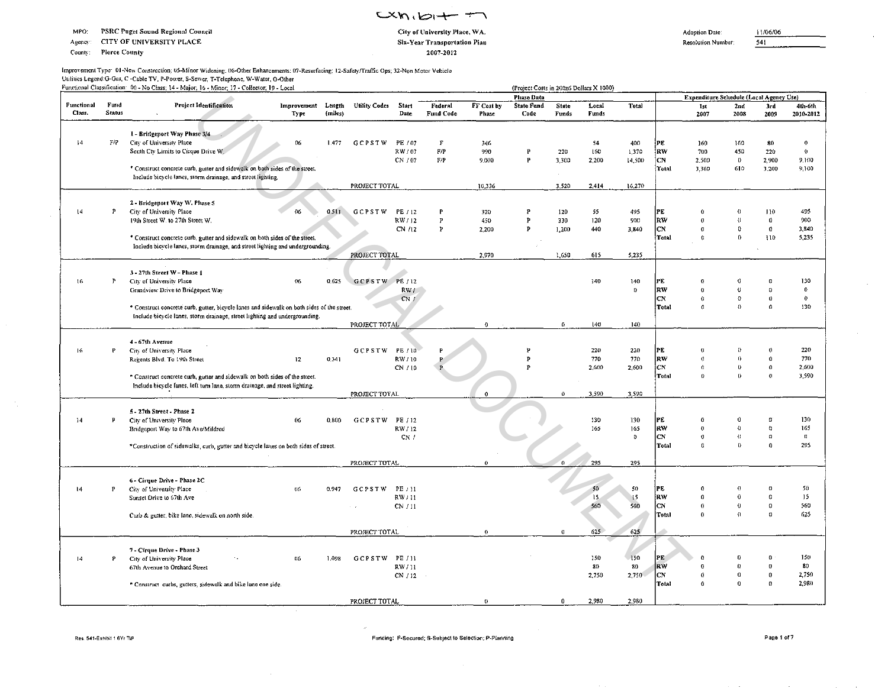Exhibit 7

MPO: PSRC Puget Sound Regional Council
Agency: CITY OF UNIVERSITY PLACE
County: Pierce County

City of University Place, WA.
Six-Year Transportation Plan
2007-2012

Adoption Date: 11/06/06
Resolution Number: 541

Improvement Type: 01-New Construction; 05-Minor Widening; 06-Other Enhancements; 07-Resurfacing; 12-Safety/Traffic Ops; 32-Non Motor Vehicle
Utilities Legend:G-Gas, C-Cable TV, P-Power, S-Sewer, T-Telephone, W-Water, O-Other
Functional Classification: 00 - No Class; 14 - Major; 16 - Minor; 17 - Collector; 19 - Local

(Project Costs in 2006 Dollars X 1000)

| Functional Class. | Fund Status | Project Identification | Improvement Type | Length (miles) | Utility Codes | Start Date | Federal Fund Code | FF Cost by Phase | State Fund Code | State Funds | Local Funds | Total | | 1st 2007 | 2nd 2008 | 3rd 2009 | 4th-6th 2010-2012 |
|---|---|---|---|---|---|---|---|---|---|---|---|---|---|---|---|---|---|
| | | | | | | Phase Data | | | | | | | Expenditure Schedule (Local Agency Use) | | | | |
| 14 | F/P | **1 - Bridgeport Way Phase 3/4**<br>City of University Place<br>South Cty Limits to Cirque Drive W.<br>* Construct concrete curb, gutter and sidewalk on both sides of the street. Include bicycle lanes, storm drainage, and street lighting. | 06 | 1.477 | G C P S T W | PE / 07 | F | 346 | | | 54 | 400 | PE | 160 | 160 | 80 | 0 |
| | | | | | | RW / 07 | F/P | 990 | P | 220 | 160 | 1,370 | RW | 700 | 450 | 220 | 0 |
| | | | | | | CN / 07 | F/P | 9,000 | P | 3,300 | 2,200 | 14,500 | CN | 2,500 | 0 | 2,900 | 9,100 |
| | | | | | | | | | | | | | Total | 3,360 | 610 | 3,200 | 9,100 |
| | | | | | PROJECT TOTAL | | | 10,336 | | 3,520 | 2,414 | 16,270 | | | | | |
| 14 | P | **2 - Bridgeport Way W. Phase 5**<br>City of University Place<br>19th Street W. to 27th Street W.<br>* Construct concrete curb, gutter and sidewalk on both sides of the street. Include bicycle lanes, storm drainage, and street lighting and undergrounding. | 06 | 0.511 | G C P S T W | PE / 12 | P | 320 | P | 120 | 55 | 495 | PE | 0 | 0 | 110 | 495 |
| | | | | | | RW / 12 | P | 450 | P | 330 | 120 | 900 | RW | 0 | 0 | 0 | 900 |
| | | | | | | CN / 12 | P | 2,200 | P | 1,200 | 440 | 3,840 | CN | 0 | 0 | 0 | 3,840 |
| | | | | | | | | | | | | | Total | 0 | 0 | 110 | 5,235 |
| | | | | | PROJECT TOTAL | | | 2,970 | | 1,650 | 615 | 5,235 | | | | | |
| 16 | P | **3 - 27th Street W - Phase 1**<br>City of University Place<br>Grandview Drive to Bridgeport Way<br>* Construct concrete curb, gutter, bicycle lanes and sidewalk on both sides of the street. Include bicycle lanes, storm drainage, street lighting and undergrounding. | 06 | 0.625 | G C P S T W | PE / 12 | | | | | 140 | 140 | PE | 0 | 0 | 0 | 130 |
| | | | | | | RW / | | | | | | 0 | RW | 0 | 0 | 0 | 0 |
| | | | | | | CN / | | | | | | | CN | 0 | 0 | 0 | 0 |
| | | | | | | | | | | | | | Total | 0 | 0 | 0 | 130 |
| | | | | | PROJECT TOTAL | | | 0 | | 0 | 140 | 140 | | | | | |
| 16 | P | **4 - 67th Avenue**<br>City of University Place<br>Regents Blvd. To 19th Street<br>* Construct concrete curb, gutter and sidewalk on both sides of the street. Include bicycle lanes, left turn lane, storm drainage, and street lighting. | 12 | 0.341 | G C P S T W | PE / 10 | P | | P | | 220 | 220 | PE | 0 | 0 | 0 | 220 |
| | | | | | | RW / 10 | P | | P | | 770 | 770 | RW | 0 | 0 | 0 | 770 |
| | | | | | | CN / 10 | P | | P | | 2,600 | 2,600 | CN | 0 | 0 | 0 | 2,600 |
| | | | | | | | | | | | | | Total | 0 | 0 | 0 | 3,590 |
| | | | | | PROJECT TOTAL | | | 0 | | 0 | 3,590 | 3,590 | | | | | |
| 14 | P | **5 - 27th Street - Phase 2**<br>City of University Place<br>Bridgeport Way to 67th Ave/Mildred<br>*Construction of sidewalks, curb, gutter and bicycle lanes on both sides of street. | 06 | 0.800 | G C P S T W | PE / 12 | | | | | 130 | 130 | PE | 0 | 0 | 0 | 130 |
| | | | | | | RW / 12 | | | | | 165 | 165 | RW | 0 | 0 | 0 | 165 |
| | | | | | | CN / | | | | | | 0 | CN | 0 | 0 | 0 | 0 |
| | | | | | | | | | | | | | Total | 0 | 0 | 0 | 295 |
| | | | | | PROJECT TOTAL | | | 0 | | 0 | 295 | 295 | | | | | |
| 14 | P | **6 - Cirque Drive - Phase 2C**<br>City of University Place<br>Sunset Drive to 67th Ave<br>Curb & gutter, bike lane, sidewalk on north side. | 06 | 0.947 | G C P S T W | PE / 11 | | | | | 50 | 50 | PE | 0 | 0 | 0 | 50 |
| | | | | | | RW / 11 | | | | | 15 | 15 | RW | 0 | 0 | 0 | 15 |
| | | | | | | CN / 11 | | | | | 560 | 560 | CN | 0 | 0 | 0 | 560 |
| | | | | | | | | | | | | | Total | 0 | 0 | 0 | 625 |
| | | | | | PROJECT TOTAL | | | 0 | | 0 | 625 | 625 | | | | | |
| 14 | P | **7 - Cirque Drive - Phase 3**<br>City of University Place<br>67th Avenue to Orchard Street<br>* Construct curbs, gutters, sidewalk and bike lane one side. | 06 | 1.098 | G C P S T W | PE / 11 | | | | | 150 | 150 | PE | 0 | 0 | 0 | 150 |
| | | | | | | RW / 11 | | | | | 80 | 80 | RW | 0 | 0 | 0 | 80 |
| | | | | | | CN / 12 | | | | | 2,750 | 2,750 | CN | 0 | 0 | 0 | 2,750 |
| | | | | | | | | | | | | | Total | 0 | 0 | 0 | 2,980 |
| | | | | | PROJECT TOTAL | | | 0 | | 0 | 2,980 | 2,980 | | | | | |

Funding: F-Secured; S-Subject to Selection; P-Planning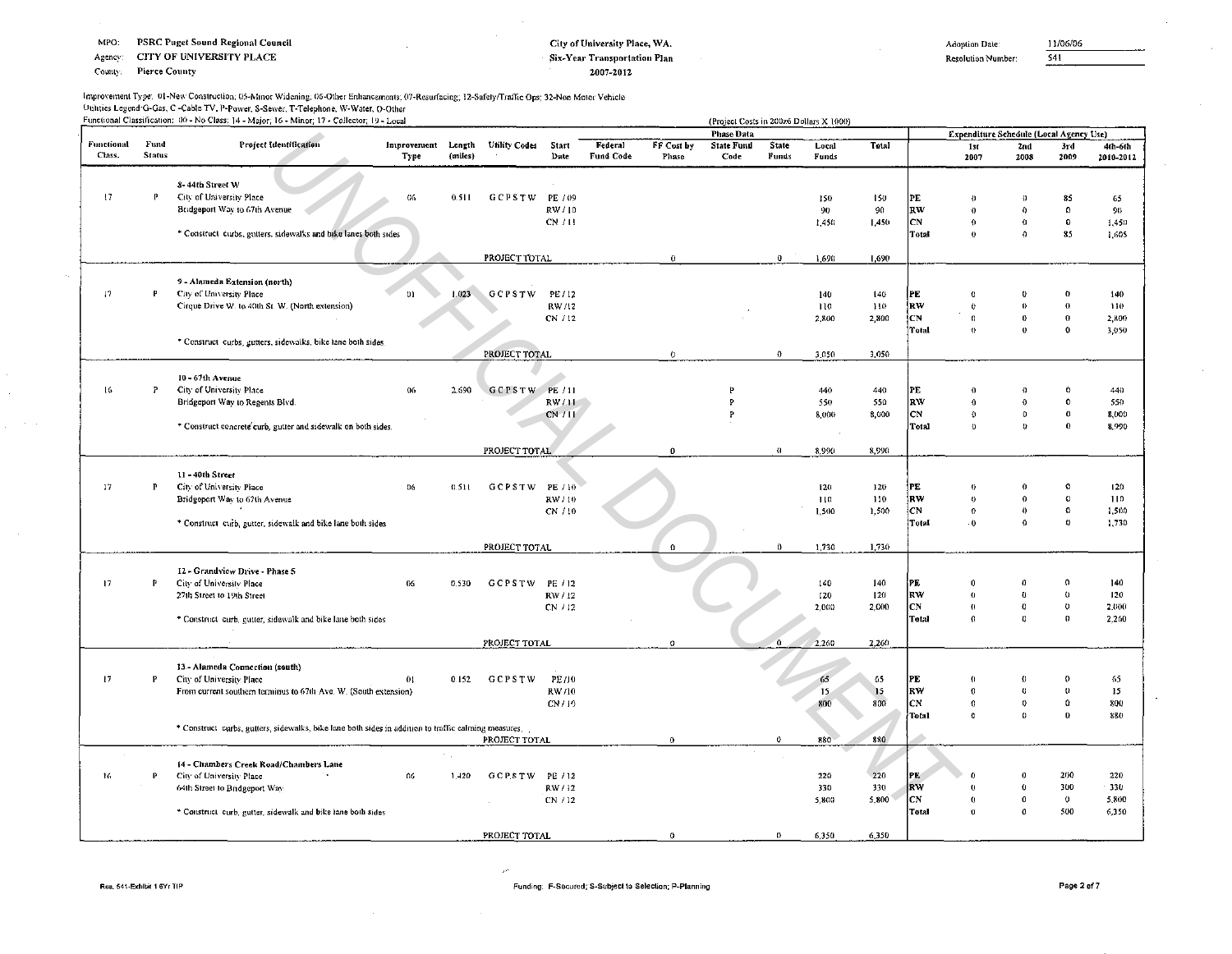MPO: PSRC Puget Sound Regional Council
Agency: CITY OF UNIVERSITY PLACE
County: Pierce County

City of University Place, WA.
Six-Year Transportation Plan
2007-2012

Adoption Date: 11/06/06
Resolution Number: 541

Improvement Type: 01-New Construction; 05-Minor Widening; 06-Other Enhancements; 07-Resurfacing; 12-Safety/Traffic Ops; 32-Non Motor Vehicle
Utilities Legend-G-Gas, C-Cable TV, P-Power, S-Sewer, T-Telephone, W-Water, O-Other
Functional Classification: 00 - No Class; 14 - Major; 16 - Minor; 17 - Collector; 19 - Local

(Project Costs in 2006 Dollars X 1000)

| Functional Class. | Fund Status | Project Identification | Improvement Type | Length (miles) | Utility Codes | Start Date | Federal Fund Code | FF Cost by Phase | State Fund Code | State Funds | Local Funds | Total | | 1st 2007 | 2nd 2008 | 3rd 2009 | 4th-6th 2010-2012 |
|---|---|---|---|---|---|---|---|---|---|---|---|---|---|---|---|---|---|
| | | | | | | Phase Data | | | | | | | | Expenditure Schedule (Local Agency Use) | | | |
| | | **8 - 44th Street W** | | | | | | | | | | | | | | | |
| 17 | P | City of University Place | 06 | 0.511 | G C P S T W | PE / 09 | | | | | 150 | 150 | PE | 0 | 0 | 85 | 65 |
| | | Bridgeport Way to 67th Avenue | | | | RW / 10 | | | | | 90 | 90 | RW | 0 | 0 | 0 | 90 |
| | | | | | | CN / 11 | | | | | 1,450 | 1,450 | CN | 0 | 0 | 0 | 1,450 |
| | | * Construct curbs, gutters, sidewalks and bike lanes both sides | | | | | | | | | | | Total | 0 | 0 | 85 | 1,605 |
| | | | | | PROJECT TOTAL | | | 0 | | 0 | 1,690 | 1,690 | | | | | |
| | | **9 - Alameda Extension (north)** | | | | | | | | | | | | | | | |
| 17 | P | City of University Place | 01 | 1.023 | G C P S T W | PE / 12 | | | | | 140 | 140 | PE | 0 | 0 | 0 | 140 |
| | | Cirque Drive W. to 40th St. W. (North extension) | | | | RW / 12 | | | | | 110 | 110 | RW | 0 | 0 | 0 | 110 |
| | | | | | | CN / 12 | | | | | 2,800 | 2,800 | CN | 0 | 0 | 0 | 2,800 |
| | | | | | | | | | | | | | Total | 0 | 0 | 0 | 3,050 |
| | | * Construct curbs, gutters, sidewalks, bike lane both sides | | | | | | | | | | | | | | | |
| | | | | | PROJECT TOTAL | | | 0 | | 0 | 3,050 | 3,050 | | | | | |
| | | **10 - 67th Avenue** | | | | | | | | | | | | | | | |
| 16 | P | City of University Place | 06 | 2.690 | G C P S T W | PE / 11 | | | P | | 440 | 440 | PE | 0 | 0 | 0 | 440 |
| | | Bridgeport Way to Regents Blvd. | | | | RW / 11 | | | P | | 550 | 550 | RW | 0 | 0 | 0 | 550 |
| | | | | | | CN / 11 | | | P | | 8,000 | 8,000 | CN | 0 | 0 | 0 | 8,000 |
| | | * Construct concrete curb, gutter and sidewalk on both sides. | | | | | | | | | | | Total | 0 | 0 | 0 | 8,990 |
| | | | | | PROJECT TOTAL | | | 0 | | 0 | 8,990 | 8,990 | | | | | |
| | | **11 - 40th Street** | | | | | | | | | | | | | | | |
| 17 | P | City of University Place | 06 | 0.511 | G C P S T W | PE / 10 | | | | | 120 | 120 | PE | 0 | 0 | 0 | 120 |
| | | Bridgeport Way to 67th Avenue | | | | RW / 10 | | | | | 110 | 110 | RW | 0 | 0 | 0 | 110 |
| | | | | | | CN / 10 | | | | | 1,500 | 1,500 | CN | 0 | 0 | 0 | 1,500 |
| | | * Construct curb, gutter, sidewalk and bike lane both sides | | | | | | | | | | | Total | 0 | 0 | 0 | 1,730 |
| | | | | | PROJECT TOTAL | | | 0 | | 0 | 1,730 | 1,730 | | | | | |
| | | **12 - Grandview Drive - Phase 5** | | | | | | | | | | | | | | | |
| 17 | P | City of University Place | 06 | 0.530 | G C P S T W | PE / 12 | | | | | 140 | 140 | PE | 0 | 0 | 0 | 140 |
| | | 27th Street to 19th Street | | | | RW / 12 | | | | | 120 | 120 | RW | 0 | 0 | 0 | 120 |
| | | | | | | CN / 12 | | | | | 2,000 | 2,000 | CN | 0 | 0 | 0 | 2,000 |
| | | * Construct curb, gutter, sidewalk and bike lane both sides | | | | | | | | | | | Total | 0 | 0 | 0 | 2,260 |
| | | | | | PROJECT TOTAL | | | 0 | | 0 | 2,260 | 2,260 | | | | | |
| | | **13 - Alameda Connection (south)** | | | | | | | | | | | | | | | |
| 17 | P | City of University Place | 01 | 0.152 | G C P S T W | PE / 10 | | | | | 65 | 65 | PE | 0 | 0 | 0 | 65 |
| | | From current southern terminus to 67th Ave. W. (South extension) | | | | RW / 10 | | | | | 15 | 15 | RW | 0 | 0 | 0 | 15 |
| | | | | | | CN / 10 | | | | | 800 | 800 | CN | 0 | 0 | 0 | 800 |
| | | | | | | | | | | | | | Total | 0 | 0 | 0 | 880 |
| | | * Construct curbs, gutters, sidewalks, bike lane both sides in addition to traffic calming measures. | | | | | | | | | | | | | | | |
| | | | | | PROJECT TOTAL | | | 0 | | 0 | 880 | 880 | | | | | |
| | | **14 - Chambers Creek Road/Chambers Lane** | | | | | | | | | | | | | | | |
| 16 | P | City of University Place | 06 | 1.420 | G C P S T W | PE / 12 | | | | | 220 | 220 | PE | 0 | 0 | 200 | 220 |
| | | 64th Street to Bridgeport Way | | | | RW / 12 | | | | | 330 | 330 | RW | 0 | 0 | 300 | 330 |
| | | | | | | CN / 12 | | | | | 5,800 | 5,800 | CN | 0 | 0 | 0 | 5,800 |
| | | * Construct curb, gutter, sidewalk and bike lane both sides | | | | | | | | | | | Total | 0 | 0 | 500 | 6,350 |
| | | | | | PROJECT TOTAL | | | 0 | | 0 | 6,350 | 6,350 | | | | | |

Res. 541-Exhibit 1 6Yr TIP

Funding: F-Secured; S-Subject to Selection; P-Planning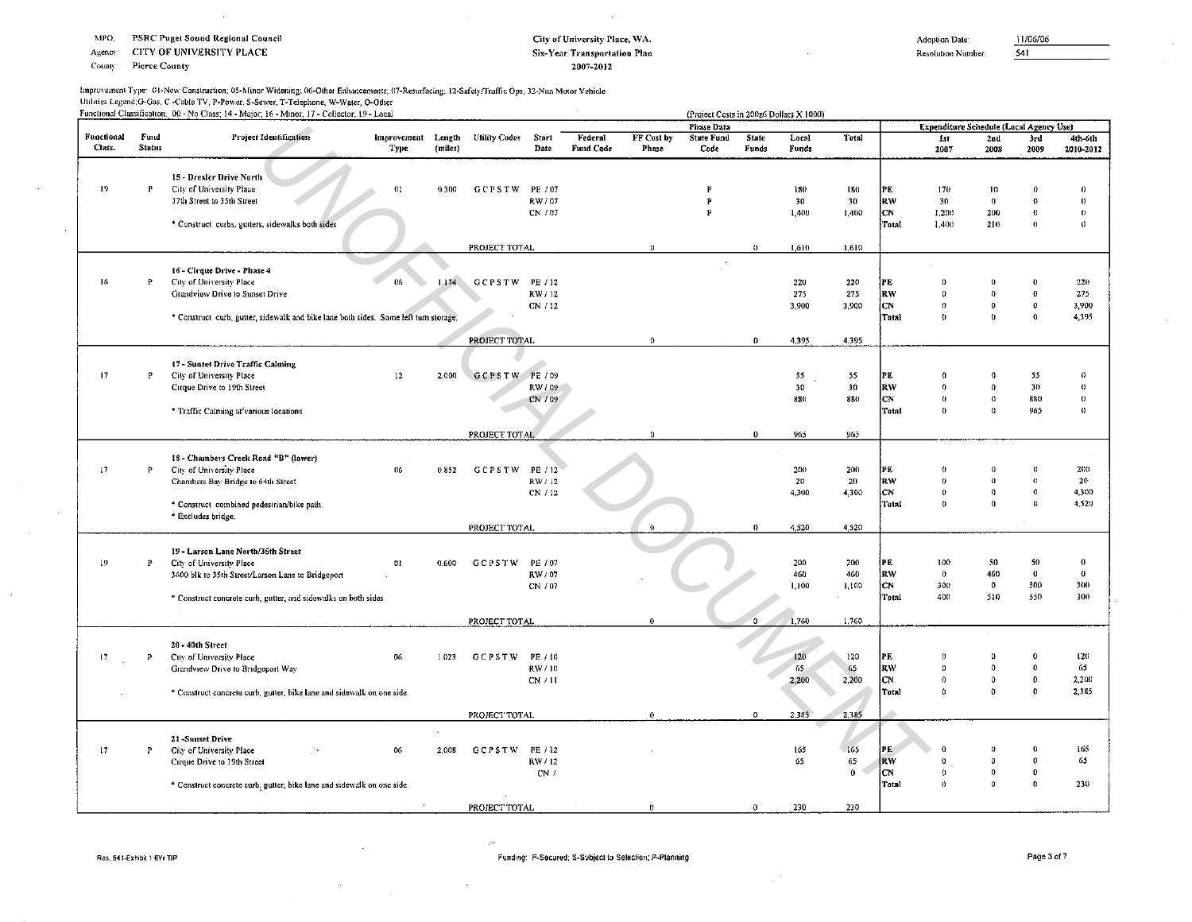MPO: PSRC Puget Sound Regional Council
Agency: CITY OF UNIVERSITY PLACE
County: Pierce County

City of University Place, WA.
Six-Year Transportation Plan
2007-2012

Adoption Date: 11/06/06
Resolution Number: 541

Improvement Type: 01-New Construction; 05-Minor Widening; 06-Other Enhancements; 07-Resurfacing; 12-Safety/Traffic Ops; 32-Non Motor Vehicle
Utilities Legend: G-Gas, C-Cable TV, P-Power, S-Sewer, T-Telephone, W-Water, O-Other
Functional Classification: 00 - No Class; 14 - Major; 16 - Minor; 17 - Collector; 19 - Local

(Project Costs in 2006 Dollars X 1000)

| Functional Class. | Fund Status | Project Identification | Improvement Type | Length (miles) | Utility Codes | Start Date | Federal Fund Code | FF Cost by Phase | State Fund Code | State Funds | Local Funds | Total | | 1st 2007 | 2nd 2008 | 3rd 2009 | 4th-6th 2010-2012 |
|---|---|---|---|---|---|---|---|---|---|---|---|---|---|---|---|---|---|
| | | **15 - Drexler Drive North** | | | | | | | | | | | | | | | |
| 19 | P | City of University Place | 01 | 0.300 | G C P S T W | PE / 07 | | | P | | 180 | 180 | PE | 170 | 10 | 0 | 0 |
| | | 37th Street to 35th Street | | | | RW / 07 | | | P | | 30 | 30 | RW | 30 | 0 | 0 | 0 |
| | | | | | | CN / 07 | | | P | | 1,400 | 1,400 | CN | 1,200 | 200 | 0 | 0 |
| | | * Construct curbs, gutters, sidewalks both sides | | | | | | | | | | | Total | 1,400 | 210 | 0 | 0 |
| | | | | | PROJECT TOTAL | | | 0 | | 0 | 1,610 | 1,610 | | | | | |
| | | **16 - Cirque Drive - Phase 4** | | | | | | | | | | | | | | | |
| 16 | P | City of University Place | 06 | 1.174 | G C P S T W | PE / 12 | | | | | 220 | 220 | PE | 0 | 0 | 0 | 220 |
| | | Grandview Drive to Sunset Drive | | | | RW / 12 | | | | | 275 | 275 | RW | 0 | 0 | 0 | 275 |
| | | | | | | CN / 12 | | | | | 3,900 | 3,900 | CN | 0 | 0 | 0 | 3,900 |
| | | * Construct curb, gutter, sidewalk and bike lane both sides. Some left turn storage. | | | | | | | | | | | Total | 0 | 0 | 0 | 4,395 |
| | | | | | PROJECT TOTAL | | | 0 | | 0 | 4,395 | 4,395 | | | | | |
| | | **17 - Sunset Drive Traffic Calming** | | | | | | | | | | | | | | | |
| 17 | P | City of University Place | 12 | 2.000 | G C P S T W | PE / 09 | | | | | 55 | 55 | PE | 0 | 0 | 55 | 0 |
| | | Cirque Drive to 19th Street | | | | RW / 09 | | | | | 30 | 30 | RW | 0 | 0 | 30 | 0 |
| | | | | | | CN / 09 | | | | | 880 | 880 | CN | 0 | 0 | 880 | 0 |
| | | * Traffic Calming at various locations | | | | | | | | | | | Total | 0 | 0 | 965 | 0 |
| | | | | | PROJECT TOTAL | | | 0 | | 0 | 965 | 965 | | | | | |
| | | **18 - Chambers Creek Road "B" (lower)** | | | | | | | | | | | | | | | |
| 17 | P | City of University Place | 06 | 0.852 | G C P S T W | PE / 12 | | | | | 200 | 200 | PE | 0 | 0 | 0 | 200 |
| | | Chambers Bay Bridge to 64th Street | | | | RW / 12 | | | | | 20 | 20 | RW | 0 | 0 | 0 | 20 |
| | | | | | | CN / 12 | | | | | 4,300 | 4,300 | CN | 0 | 0 | 0 | 4,300 |
| | | * Construct combined pedestrian/bike path. | | | | | | | | | | | Total | 0 | 0 | 0 | 4,520 |
| | | * Excludes bridge. | | | | | | | | | | | | | | | |
| | | | | | PROJECT TOTAL | | | 0 | | 0 | 4,520 | 4,520 | | | | | |
| | | **19 - Larson Lane North/35th Street** | | | | | | | | | | | | | | | |
| 19 | P | City of University Place | 01 | 0.600 | G C P S T W | PE / 07 | | | | | 200 | 200 | PE | 100 | 50 | 50 | 0 |
| | | 3600 blk to 35th Street/Larson Lane to Bridgeport | | | | RW / 07 | | | | | 460 | 460 | RW | 0 | 460 | 0 | 0 |
| | | | | | | CN / 07 | | | | | 1,100 | 1,100 | CN | 300 | 0 | 500 | 300 |
| | | * Construct concrete curb, gutter, and sidewalks on both sides | | | | | | | | | | | Total | 400 | 510 | 550 | 300 |
| | | | | | PROJECT TOTAL | | | 0 | | 0 | 1,760 | 1,760 | | | | | |
| | | **20 - 40th Street** | | | | | | | | | | | | | | | |
| 17 | P | City of University Place | 06 | 1.023 | G C P S T W | PE / 10 | | | | | 120 | 120 | PE | 0 | 0 | 0 | 120 |
| | | Grandview Drive to Bridgeport Way | | | | RW / 10 | | | | | 65 | 65 | RW | 0 | 0 | 0 | 65 |
| | | | | | | CN / 11 | | | | | 2,200 | 2,200 | CN | 0 | 0 | 0 | 2,200 |
| | | * Construct concrete curb, gutter, bike lane and sidewalk on one side. | | | | | | | | | | | Total | 0 | 0 | 0 | 2,385 |
| | | | | | PROJECT TOTAL | | | 0 | | 0 | 2,385 | 2,385 | | | | | |
| | | **21 - Sunset Drive** | | | | | | | | | | | | | | | |
| 17 | P | City of University Place | 06 | 2.008 | G C P S T W | PE / 12 | | | | | 165 | 165 | PE | 0 | 0 | 0 | 165 |
| | | Cirque Drive to 19th Street | | | | RW / 12 | | | | | 65 | 65 | RW | 0 | 0 | 0 | 65 |
| | | | | | | CN / | | | | | | 0 | CN | 0 | 0 | 0 | |
| | | * Construct concrete curb, gutter, bike lane and sidewalk on one side. | | | | | | | | | | | Total | 0 | 0 | 0 | 230 |
| | | | | | PROJECT TOTAL | | | 0 | | 0 | 230 | 230 | | | | | |

Funding: F-Secured; S-Subject to Selection; P-Planning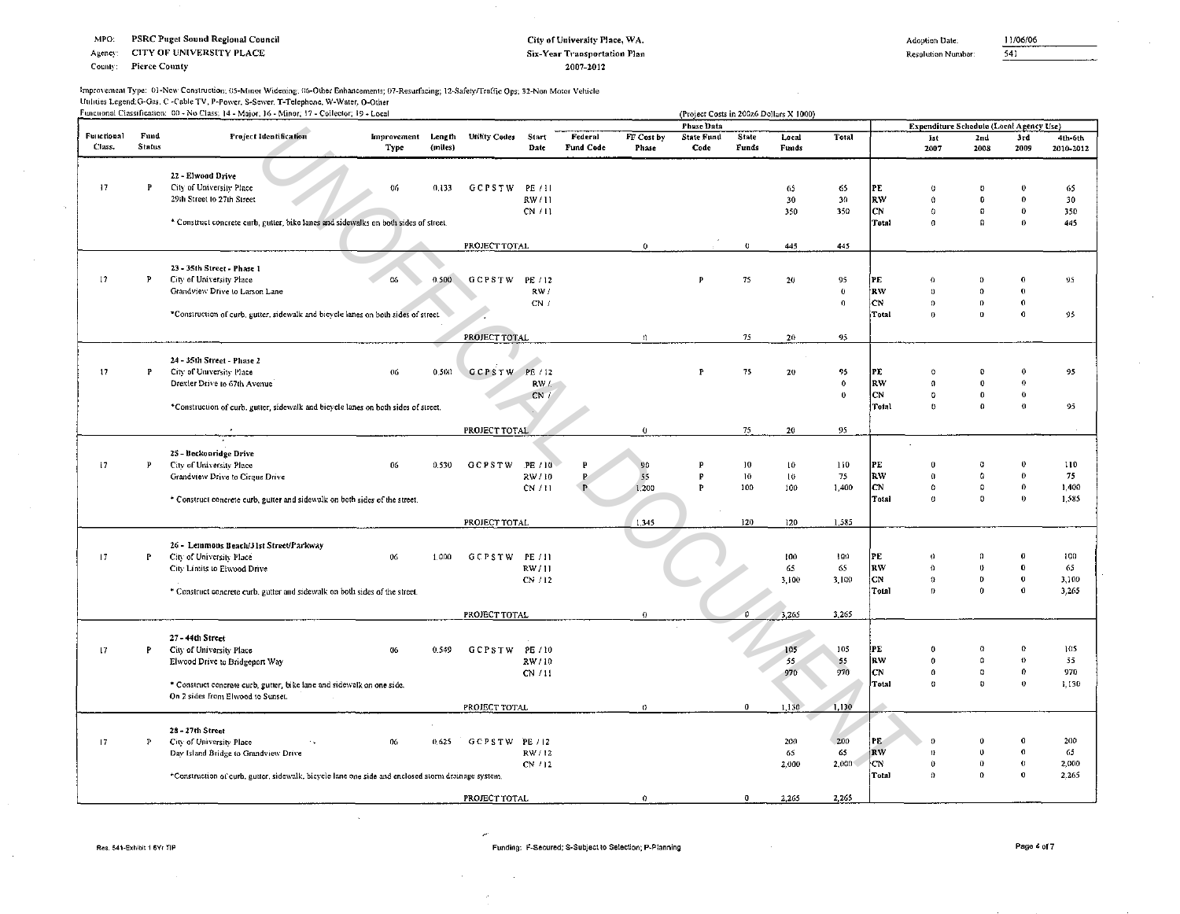MPO: PSRC Puget Sound Regional Council
Agency: CITY OF UNIVERSITY PLACE
County: Pierce County

**City of University Place, WA.**
**Six-Year Transportation Plan**
**2007-2012**

Adoption Date: 11/06/06
Resolution Number: 541

Improvement Type: 01-New Construction; 05-Minor Widening; 06-Other Enhancements; 07-Resurfacing; 12-Safety/Traffic Ops; 32-Non Motor Vehicle
Utilities Legend:G-Gas, C -Cable TV, P-Power, S-Sewer, T-Telephone, W-Water, O-Other
Functional Classification: 00 - No Class; 14 - Major; 16 - Minor; 17 - Collector; 19 - Local

(Project Costs in 200x6 Dollars X 1000)

| Functional Class. | Fund Status | Project Identification | Improvement Type | Length (miles) | Utility Codes | Start Date | Federal Fund Code | FF Cost by Phase | State Fund Code | State Funds | Local Funds | Total | | 1st 2007 | 2nd 2008 | 3rd 2009 | 4th-6th 2010-2012 |
|---|---|---|---|---|---|---|---|---|---|---|---|---|---|---|---|---|---|
| | | **22 - Elwood Drive** | | | | | | | | | | | | | | | |
| 17 | P | City of University Place | 06 | 0.133 | G C P S T W | PE / 11 | | | | | 65 | 65 | PE | 0 | 0 | 0 | 65 |
| | | 29th Street to 27th Street | | | | RW / 11 | | | | | 30 | 30 | RW | 0 | 0 | 0 | 30 |
| | | | | | | CN / 11 | | | | | 350 | 350 | CN | 0 | 0 | 0 | 350 |
| | | * Construct concrete curb, gutter, bike lanes and sidewalks on both sides of street. | | | | | | | | | | | Total | 0 | 0 | 0 | 445 |
| | | | | | PROJECT TOTAL | | | 0 | | 0 | 445 | 445 | | | | | |
| | | **23 - 35th Street - Phase 1** | | | | | | | | | | | | | | | |
| 17 | P | City of University Place | 06 | 0.500 | G C P S T W | PE / 12 | | | P | 75 | 20 | 95 | PE | 0 | 0 | 0 | 95 |
| | | Grandview Drive to Larson Lane | | | | RW / | | | | | | 0 | RW | 0 | 0 | 0 | |
| | | | | | | CN / | | | | | | 0 | CN | 0 | 0 | 0 | |
| | | *Construction of curb, gutter, sidewalk and bicycle lanes on both sides of street. | | | | | | | | | | | Total | 0 | 0 | 0 | 95 |
| | | | | | PROJECT TOTAL | | | 0 | | 75 | 20 | 95 | | | | | |
| | | **24 - 35th Street - Phase 2** | | | | | | | | | | | | | | | |
| 17 | P | City of University Place | 06 | 0.500 | G C P S T W | PE / 12 | | | P | 75 | 20 | 95 | PE | 0 | 0 | 0 | 95 |
| | | Drexler Drive to 67th Avenue | | | | RW / | | | | | | 0 | RW | 0 | 0 | 0 | |
| | | | | | | CN / | | | | | | 0 | CN | 0 | 0 | 0 | |
| | | *Construction of curb, gutter, sidewalk and bicycle lanes on both sides of street. | | | | | | | | | | | Total | 0 | 0 | 0 | 95 |
| | | | | | PROJECT TOTAL | | | 0 | | 75 | 20 | 95 | | | | | |
| | | **25 - Beckonridge Drive** | | | | | | | | | | | | | | | |
| 17 | P | City of University Place | 06 | 0.530 | G C P S T W | PE / 10 | P | 90 | P | 10 | 10 | 110 | PE | 0 | 0 | 0 | 110 |
| | | Grandview Drive to Cirque Drive | | | | RW / 10 | P | 55 | P | 10 | 10 | 75 | RW | 0 | 0 | 0 | 75 |
| | | | | | | CN / 11 | P | 1,200 | P | 100 | 100 | 1,400 | CN | 0 | 0 | 0 | 1,400 |
| | | * Construct concrete curb, gutter and sidewalk on both sides of the street. | | | | | | | | | | | Total | 0 | 0 | 0 | 1,585 |
| | | | | | PROJECT TOTAL | | | 1,345 | | 120 | 120 | 1,585 | | | | | |
| | | **26 - Lemmons Beach/31st Street/Parkway** | | | | | | | | | | | | | | | |
| 17 | P | City of University Place | 06 | 1.000 | G C P S T W | PE / 11 | | | | | 100 | 100 | PE | 0 | 0 | 0 | 100 |
| | | City Limits to Elwood Drive | | | | RW / 11 | | | | | 65 | 65 | RW | 0 | 0 | 0 | 65 |
| | | | | | | CN / 12 | | | | | 3,100 | 3,100 | CN | 0 | 0 | 0 | 3,100 |
| | | * Construct concrete curb, gutter and sidewalk on both sides of the street. | | | | | | | | | | | Total | 0 | 0 | 0 | 3,265 |
| | | | | | PROJECT TOTAL | | | 0 | | 0 | 3,265 | 3,265 | | | | | |
| | | **27 - 44th Street** | | | | | | | | | | | | | | | |
| 17 | P | City of University Place | 06 | 0.549 | G C P S T W | PE / 10 | | | | | 105 | 105 | PE | 0 | 0 | 0 | 105 |
| | | Elwood Drive to Bridgeport Way | | | | RW / 10 | | | | | 55 | 55 | RW | 0 | 0 | 0 | 55 |
| | | | | | | CN / 11 | | | | | 970 | 970 | CN | 0 | 0 | 0 | 970 |
| | | * Construct concrete curb, gutter, bike lane and sidewalk on one side. On 2 sides from Elwood to Sunset. | | | | | | | | | | | Total | 0 | 0 | 0 | 1,130 |
| | | | | | PROJECT TOTAL | | | 0 | | 0 | 1,130 | 1,130 | | | | | |
| | | **28 - 27th Street** | | | | | | | | | | | | | | | |
| 17 | P | City of University Place | 06 | 0.625 | G C P S T W | PE / 12 | | | | | 200 | 200 | PE | 0 | 0 | 0 | 200 |
| | | Day Island Bridge to Grandview Drive | | | | RW / 12 | | | | | 65 | 65 | RW | 0 | 0 | 0 | 65 |
| | | | | | | CN / 12 | | | | | 2,000 | 2,000 | CN | 0 | 0 | 0 | 2,000 |
| | | *Construction of curb, gutter, sidewalk, bicycle lane one side and enclosed storm drainage system. | | | | | | | | | | | Total | 0 | 0 | 0 | 2,265 |
| | | | | | PROJECT TOTAL | | | 0 | | 0 | 2,265 | 2,265 | | | | | |

Funding: F-Secured; S-Subject to Selection; P-Planning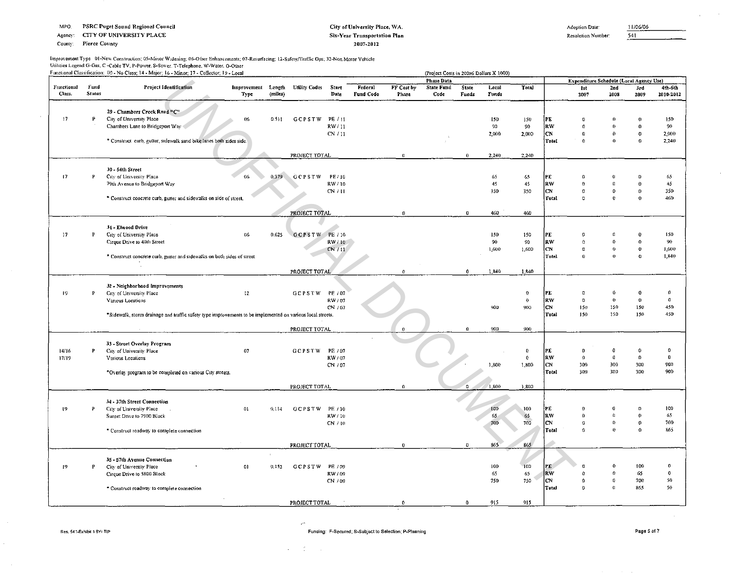MPO: PSRC Puget Sound Regional Council
Agency: CITY OF UNIVERSITY PLACE
County: Pierce County

**City of University Place, WA.**
**Six-Year Transportation Plan**
**2007-2012**

Adoption Date: 11/06/06
Resolution Number: 541

Improvement Type: 01-New Construction; 05-Minor Widening; 06-Other Enhancements; 07-Resurfacing; 12-Safety/Traffic Ops; 32-Non Motor Vehicle
Utilities Legend:G-Gas, C-Cable TV, P-Power, S-Sewer, T-Telephone, W-Water, O-Other
Functional Classification: 00 - No Class; 14 - Major; 16 - Minor; 17 - Collector; 19 - Local

(Project Costs in 2006 Dollars X 1000)

| Functional Class. | Fund Status | Project Identification | Improvement Type | Length (miles) | Utility Codes | Start Date | Federal Fund Code | FF Cost by Phase | State Fund Code | State Funds | Local Funds | Total | | 1st 2007 | 2nd 2008 | 3rd 2009 | 4th-6th 2010-2012 |
|---|---|---|---|---|---|---|---|---|---|---|---|---|---|---|---|---|---|
| | | **29 - Chambers Creek Road "C"** | | | | | | | | | | | | | | | |
| 17 | P | City of University Place | 06 | 0.511 | G C P S T W | PE / 11 | | | | | 150 | 150 | PE | 0 | 0 | 0 | 150 |
| | | Chambers Lane to Bridgeport Way | | | | RW / 11 | | | | | 90 | 90 | RW | 0 | 0 | 0 | 90 |
| | | | | | | CN / 11 | | | | | 2,000 | 2,000 | CN | 0 | 0 | 0 | 2,000 |
| | | * Construct curb, gutter, sidewalk sand bike lanes both sides side. | | | | | | | | | | | Total | 0 | 0 | 0 | 2,240 |
| | | | | | PROJECT TOTAL | | | 0 | | 0 | 2,240 | 2,240 | | | | | |
| | | **30 - 54th Street** | | | | | | | | | | | | | | | |
| 17 | P | City of University Place | 06 | 0.379 | G C P S T W | PE / 10 | | | | | 65 | 65 | PE | 0 | 0 | 0 | 65 |
| | | 79th Avenue to Bridgeport Way | | | | RW / 10 | | | | | 45 | 45 | RW | 0 | 0 | 0 | 45 |
| | | | | | | CN / 11 | | | | | 350 | 350 | CN | 0 | 0 | 0 | 350 |
| | | * Construct concrete curb, gutter and sidewalks on side of street. | | | | | | | | | | | Total | 0 | 0 | 0 | 460 |
| | | | | | PROJECT TOTAL | | | 0 | | 0 | 460 | 460 | | | | | |
| | | **31 - Elwood Drive** | | | | | | | | | | | | | | | |
| 17 | P | City of University Place | 06 | 0.625 | G C P S T W | PE / 10 | | | | | 150 | 150 | PE | 0 | 0 | 0 | 150 |
| | | Cirque Drive to 40th Street | | | | RW / 10 | | | | | 90 | 90 | RW | 0 | 0 | 0 | 90 |
| | | | | | | CN / 11 | | | | | 1,600 | 1,600 | CN | 0 | 0 | 0 | 1,600 |
| | | * Construct concrete curb, gutter and sidewalks on both sides of street | | | | | | | | | | | Total | 0 | 0 | 0 | 1,840 |
| | | | | | PROJECT TOTAL | | | 0 | | 0 | 1,840 | 1,840 | | | | | |
| | | **32 - Neighborhood Improvements** | | | | | | | | | | | | | | | |
| 19 | P | City of University Place | 12 | | G C P S T W | PE / 07 | | | | | | 0 | PE | 0 | 0 | 0 | 0 |
| | | Various Locations | | | | RW / 07 | | | | | | 0 | RW | 0 | 0 | 0 | 0 |
| | | | | | | CN / 07 | | | | | 900 | 900 | CN | 150 | 150 | 150 | 450 |
| | | *Sidewalk, storm drainage and traffic safety type improvements to be implemented on various local streets. | | | | | | | | | | | Total | 150 | 150 | 150 | 450 |
| | | | | | PROJECT TOTAL | | | 0 | | 0 | 900 | 900 | | | | | |
| | | **33 - Street Overlay Program** | | | | | | | | | | | | | | | |
| 14/16 17/19 | P | City of University Place | 07 | | G C P S T W | PE / 07 | | | | | | 0 | PE | 0 | 0 | 0 | 0 |
| | | Various Locations | | | | RW / 07 | | | | | | 0 | RW | 0 | 0 | 0 | 0 |
| | | | | | | CN / 07 | | | | | 1,800 | 1,800 | CN | 300 | 300 | 300 | 900 |
| | | *Overlay program to be completed on various City streets. | | | | | | | | | | | Total | 300 | 300 | 300 | 900 |
| | | | | | PROJECT TOTAL | | | 0 | | 0 | 1,800 | 1,800 | | | | | |
| | | **34 - 37th Street Connection** | | | | | | | | | | | | | | | |
| 19 | P | City of University Place | 01 | 0.134 | G C P S T W | PE / 10 | | | | | 100 | 100 | PE | 0 | 0 | 0 | 100 |
| | | Sunset Drive to 7900 Block | | | | RW / 10 | | | | | 65 | 65 | RW | 0 | 0 | 0 | 65 |
| | | | | | | CN / 10 | | | | | 700 | 700 | CN | 0 | 0 | 0 | 700 |
| | | * Construct roadway to complete connection | | | | | | | | | | | Total | 0 | 0 | 0 | 865 |
| | | | | | PROJECT TOTAL | | | 0 | | 0 | 865 | 865 | | | | | |
| | | **35 - 57th Avenue Connection** | | | | | | | | | | | | | | | |
| 19 | P | City of University Place | 01 | 0.152 | G C P S T W | PE / 09 | | | | | 100 | 100 | PE | 0 | 0 | 100 | 0 |
| | | Cirque Drive to 5800 Block | | | | RW / 09 | | | | | 65 | 65 | RW | 0 | 0 | 65 | 0 |
| | | | | | | CN / 09 | | | | | 750 | 750 | CN | 0 | 0 | 700 | 50 |
| | | * Construct roadway to complete connection | | | | | | | | | | | Total | 0 | 0 | 865 | 50 |
| | | | | | PROJECT TOTAL | | | 0 | | 0 | 915 | 915 | | | | | |

Funding: F-Secured; S-Subject to Selection; P-Planning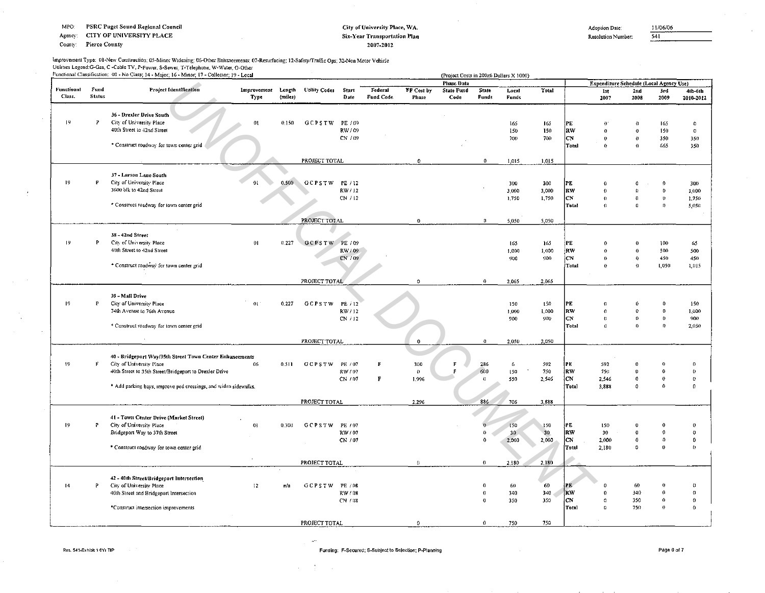MPO: PSRC Puget Sound Regional Council
Agency: CITY OF UNIVERSITY PLACE
County: Pierce County

**City of University Place, WA.**
**Six-Year Transportation Plan**
**2007-2012**

Adoption Date: 11/06/06
Resolution Number: 541

Improvement Type: 01-New Construction; 05-Minor Widening; 06-Other Enhancements; 07-Resurfacing; 12-Safety/Traffic Ops; 32-Non Motor Vehicle
Utilities Legend: G-Gas, C-Cable TV, P-Power, S-Sewer, T-Telephone, W-Water, O-Other
Functional Classification: 00 - No Class; 14 - Major; 16 - Minor; 17 - Collector; 19 - Local

(Project Costs in 2006 Dollars X 1000)

| Functional Class. | Fund Status | Project Identification | Improvement Type | Length (miles) | Utility Codes | Start Date | Federal Fund Code | FF Cost by Phase | State Fund Code | State Funds | Local Funds | Total | | 1st 2007 | 2nd 2008 | 3rd 2009 | 4th-6th 2010-2012 |
|---|---|---|---|---|---|---|---|---|---|---|---|---|---|---|---|---|---|
| | | | | | | | Phase Data | | | | | | Expenditure Schedule (Local Agency Use) | | | | |
| 19 | P | **36 - Drexler Drive South** City of University Place 40th Street to 42nd Street * Construct roadway for town center grid | 01 | 0.150 | G C P S T W | PE / 09 | | | | | 165 | 165 | PE | 0 | 0 | 165 | 0 |
| | | | | | | RW / 09 | | | | | 150 | 150 | RW | 0 | 0 | 150 | 0 |
| | | | | | | CN / 09 | | | | | 700 | 700 | CN | 0 | 0 | 350 | 350 |
| | | | | | | | | | | | | | Total | 0 | 0 | 665 | 350 |
| | | | | | PROJECT TOTAL | | | 0 | | 0 | 1,015 | 1,015 | | | | | |
| 19 | P | **37 - Larson Lane South** City of University Place 3600 blk to 42nd Street * Construct roadway for town center grid | 01 | 0.500 | G C P S T W | PE / 12 | | | | | 300 | 300 | PE | 0 | 0 | 0 | 300 |
| | | | | | | RW / 12 | | | | | 3,000 | 3,000 | RW | 0 | 0 | 0 | 3,000 |
| | | | | | | CN / 12 | | | | | 1,750 | 1,750 | CN | 0 | 0 | 0 | 1,750 |
| | | | | | | | | | | | | | Total | 0 | 0 | 0 | 5,050 |
| | | | | | PROJECT TOTAL | | | 0 | | 0 | 5,050 | 5,050 | | | | | |
| 19 | P | **38 - 42nd Street** City of University Place 40th Street to 42nd Street * Construct roadway for town center grid | 01 | 0.227 | G C P S T W | PE / 09 | | | | | 165 | 165 | PE | 0 | 0 | 100 | 65 |
| | | | | | | RW / 09 | | | | | 1,000 | 1,000 | RW | 0 | 0 | 500 | 500 |
| | | | | | | CN / 09 | | | | | 900 | 900 | CN | 0 | 0 | 450 | 450 |
| | | | | | | | | | | | | | Total | 0 | 0 | 1,050 | 1,015 |
| | | | | | PROJECT TOTAL | | | 0 | | 0 | 2,065 | 2,065 | | | | | |
| 19 | P | **39 - Mall Drive** City of University Place 74th Avenue to 76th Avenue * Construct roadway for town center grid | 01 | 0.227 | G C P S T W | PE / 12 | | | | | 150 | 150 | PE | 0 | 0 | 0 | 150 |
| | | | | | | RW / 12 | | | | | 1,000 | 1,000 | RW | 0 | 0 | 0 | 1,000 |
| | | | | | | CN / 12 | | | | | 900 | 900 | CN | 0 | 0 | 0 | 900 |
| | | | | | | | | | | | | | Total | 0 | 0 | 0 | 2,050 |
| | | | | | PROJECT TOTAL | | | 0 | | 0 | 2,050 | 2,050 | | | | | |
| 19 | F | **40 - Bridgeport Way/35th Street Town Center Enhancements** City of University Place 40th Street to 35th Street/Bridgeport to Drexler Drive * Add parking bays, improve ped crossings, and widen sidewalks. | 06 | 0.511 | G C P S T W | PE / 07 | F | 300 | F | 286 | 6 | 592 | PE | 592 | 0 | 0 | 0 |
| | | | | | | RW / 07 | | 0 | F | 600 | 150 | 750 | RW | 750 | 0 | 0 | 0 |
| | | | | | | CN / 07 | F | 1,996 | | 0 | 550 | 2,546 | CN | 2,546 | 0 | 0 | 0 |
| | | | | | | | | | | | | | Total | 3,888 | 0 | 0 | 0 |
| | | | | | PROJECT TOTAL | | | 2,296 | | 886 | 706 | 3,888 | | | | | |
| 19 | P | **41 - Town Center Drive (Market Street)** City of University Place Bridgeport Way to 37th Street * Construct roadway for town center grid | 01 | 0.300 | G C P S T W | PE / 07 | | | | 0 | 150 | 150 | PE | 150 | 0 | 0 | 0 |
| | | | | | | RW / 07 | | | | 0 | 30 | 30 | RW | 30 | 0 | 0 | 0 |
| | | | | | | CN / 07 | | | | 0 | 2,000 | 2,000 | CN | 2,000 | 0 | 0 | 0 |
| | | | | | | | | | | | | | Total | 2,180 | 0 | 0 | 0 |
| | | | | | PROJECT TOTAL | | | 0 | | 0 | 2,180 | 2,180 | | | | | |
| 14 | P | **42 - 40th Street/Bridgeport Intersection** City of University Place 40th Street and Bridgeport Intersection *Construct intersection improvements | 12 | n/a | G C P S T W | PE / 08 | | | | 0 | 60 | 60 | PE | 0 | 60 | 0 | 0 |
| | | | | | | RW / 08 | | | | 0 | 340 | 340 | RW | 0 | 340 | 0 | 0 |
| | | | | | | CN / 08 | | | | 0 | 350 | 350 | CN | 0 | 350 | 0 | 0 |
| | | | | | | | | | | | | | Total | 0 | 750 | 0 | 0 |
| | | | | | PROJECT TOTAL | | | 0 | | 0 | 750 | 750 | | | | | |

Funding: F-Secured; S-Subject to Selection; P-Planning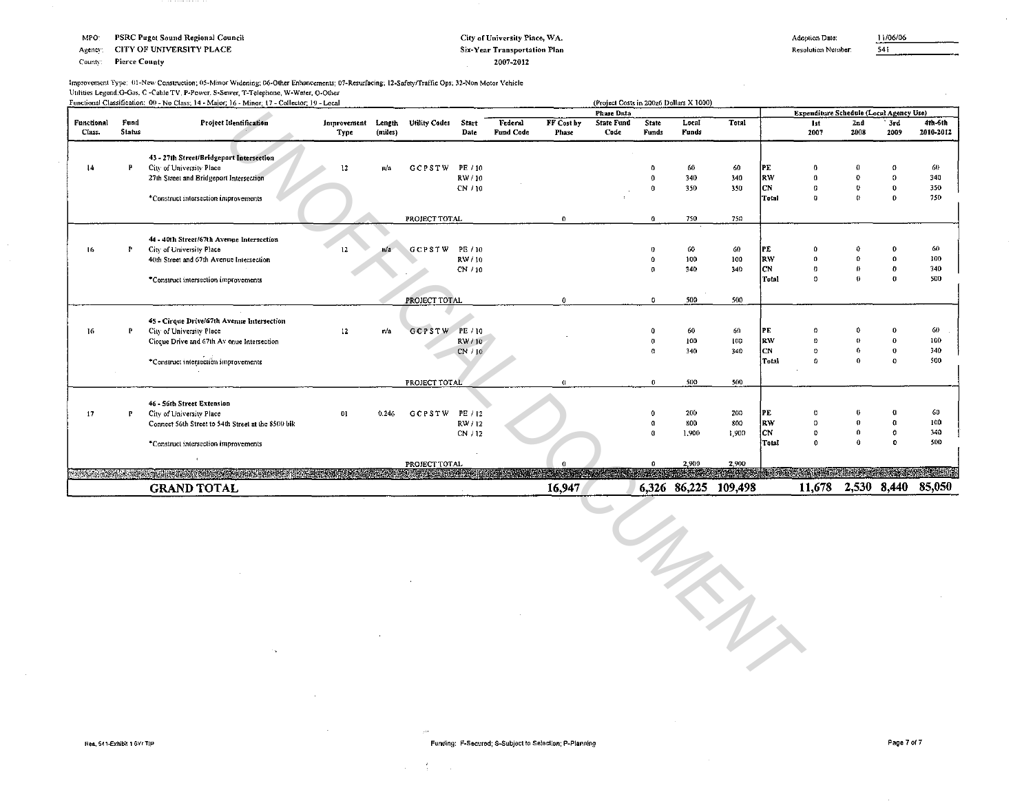MPO: PSRC Puget Sound Regional Council
Agency: CITY OF UNIVERSITY PLACE
County: Pierce County

City of University Place, WA.
Six-Year Transportation Plan
2007-2012

Adoption Date: 11/06/06
Resolution Number: 541

Improvement Type: 01-New Construction; 05-Minor Widening; 06-Other Enhancements; 07-Resurfacing; 12-Safety/Traffic Ops; 32-Non Motor Vehicle
Utilities Legend: G-Gas, C-Cable TV, P-Power, S-Sewer, T-Telephone, W-Water, O-Other
Functional Classification: 00 - No Class; 14 - Major; 16 - Minor; 17 - Collector; 19 - Local

(Project Costs in 200z6 Dollars X 1000)

| Functional Class. | Fund Status | Project Identification | Improvement Type | Length (miles) | Utility Codes | Start Date | Federal Fund Code | FF Cost by Phase | State Fund Code | State Funds | Local Funds | Total | | 1st 2007 | 2nd 2008 | 3rd 2009 | 4th-6th 2010-2012 |
|---|---|---|---|---|---|---|---|---|---|---|---|---|---|---|---|---|---|
| | | | | | | | | Phase Data | | | | | Expenditure Schedule (Local Agency Use) | | | | |
| | | **43 - 27th Street/Bridgeport Intersection** | | | | | | | | | | | | | | | |
| 14 | P | City of University Place | 12 | n/a | G C P S T W | PE / 10 | | | | 0 | 60 | 60 | PE | 0 | 0 | 0 | 60 |
| | | 27th Street and Bridgeport Intersection | | | | RW / 10 | | | | 0 | 340 | 340 | RW | 0 | 0 | 0 | 340 |
| | | | | | | CN / 10 | | | | 0 | 350 | 350 | CN | 0 | 0 | 0 | 350 |
| | | *Construct intersection improvements | | | | | | | | | | | Total | 0 | 0 | 0 | 750 |
| | | | | | PROJECT TOTAL | | | 0 | | 0 | 750 | 750 | | | | | |
| | | **44 - 40th Street/67th Avenue Intersection** | | | | | | | | | | | | | | | |
| 16 | P | City of University Place | 12 | n/a | G C P S T W | PE / 10 | | | | 0 | 60 | 60 | PE | 0 | 0 | 0 | 60 |
| | | 40th Street and 67th Avenue Intersection | | | | RW / 10 | | | | 0 | 100 | 100 | RW | 0 | 0 | 0 | 100 |
| | | | | | | CN / 10 | | | | 0 | 340 | 340 | CN | 0 | 0 | 0 | 340 |
| | | *Construct intersection improvements | | | | | | | | | | | Total | 0 | 0 | 0 | 500 |
| | | | | | PROJECT TOTAL | | | 0 | | 0 | 500 | 500 | | | | | |
| | | **45 - Cirque Drive/67th Avenue Intersection** | | | | | | | | | | | | | | | |
| 16 | P | City of University Place | 12 | n/a | G C P S T W | PE / 10 | | | | 0 | 60 | 60 | PE | 0 | 0 | 0 | 60 |
| | | Cirque Drive and 67th Av enue Intersection | | | | RW / 10 | | | | 0 | 100 | 100 | RW | 0 | 0 | 0 | 100 |
| | | | | | | CN / 10 | | | | 0 | 340 | 340 | CN | 0 | 0 | 0 | 340 |
| | | *Construct intersection improvements | | | | | | | | | | | Total | 0 | 0 | 0 | 500 |
| | | | | | PROJECT TOTAL | | | 0 | | 0 | 500 | 500 | | | | | |
| | | **46 - 56th Street Extension** | | | | | | | | | | | | | | | |
| 17 | P | City of University Place | 01 | 0.246 | G C P S T W | PE / 12 | | | | 0 | 200 | 200 | PE | 0 | 0 | 0 | 60 |
| | | Connect 56th Street to 54th Street at the 8500 blk | | | | RW / 12 | | | | 0 | 800 | 800 | RW | 0 | 0 | 0 | 100 |
| | | | | | | CN / 12 | | | | 0 | 1,900 | 1,900 | CN | 0 | 0 | 0 | 340 |
| | | *Construct intersection improvements | | | | | | | | | | | Total | 0 | 0 | 0 | 500 |
| | | | | | PROJECT TOTAL | | | 0 | | 0 | 2,900 | 2,900 | | | | | |
| | | **GRAND TOTAL** | | | | | | **16,947** | | **6,326** | **86,225** | **109,498** | | **11,678** | **2,530** | **8,440** | **85,050** |

Res. 541-Exhibit 1 6Yr TIP

Funding: F-Secured; S-Subject to Selection; P-Planning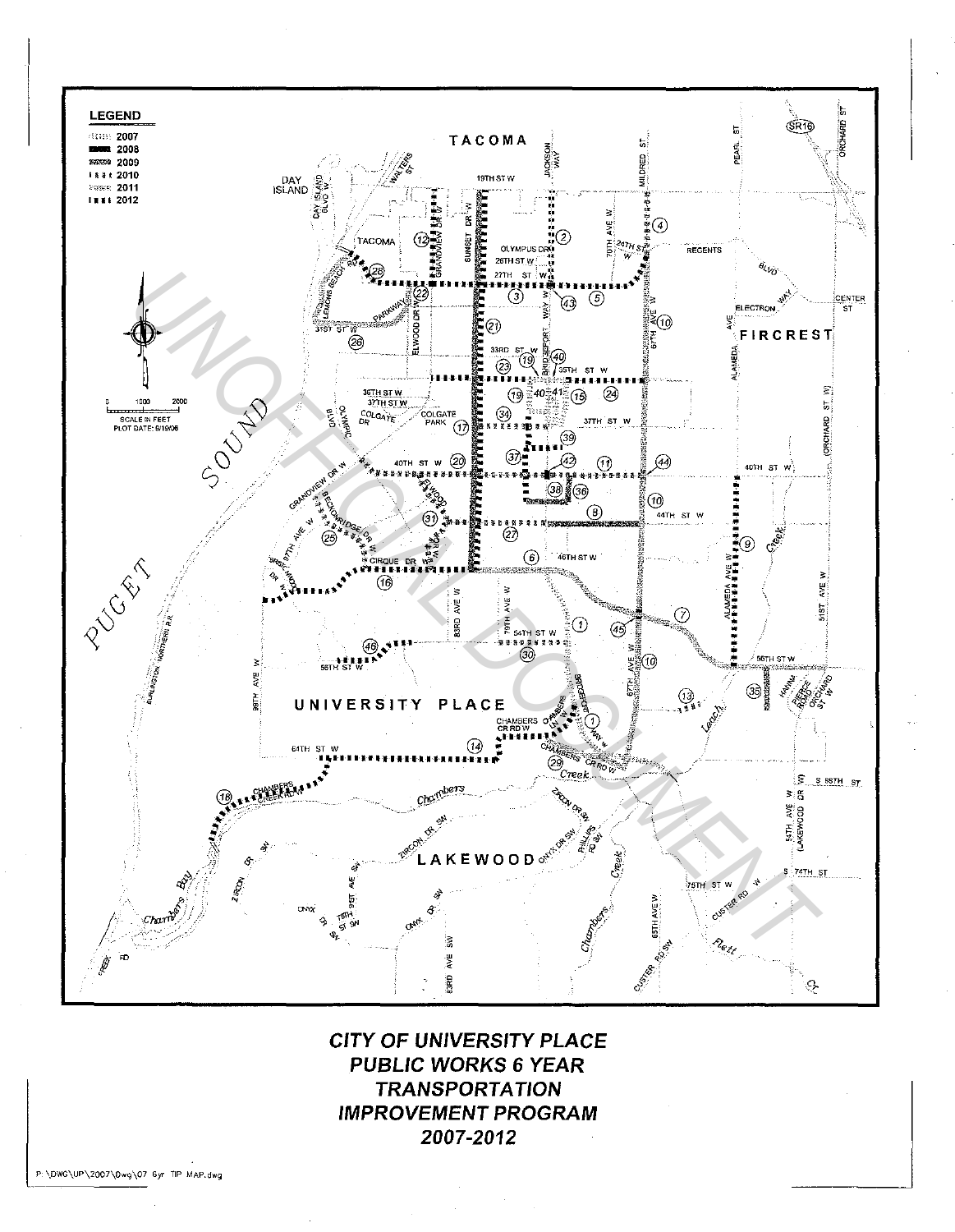LEGEND

2007

2008

2009

2010

2011

2012

TACOMA

FIRCREST

UNIVERSITY PLACE

LAKEWOOD

PUGET SOUND

UNOFFICIAL DOCUMENT

SCALE IN FEET

PLOT DATE: 6/19/06

# CITY OF UNIVERSITY PLACE PUBLIC WORKS 6 YEAR TRANSPORTATION IMPROVEMENT PROGRAM 2007-2012

P:\DWG\UP\2007\Dwg\07 6yr TIP MAP.dwg